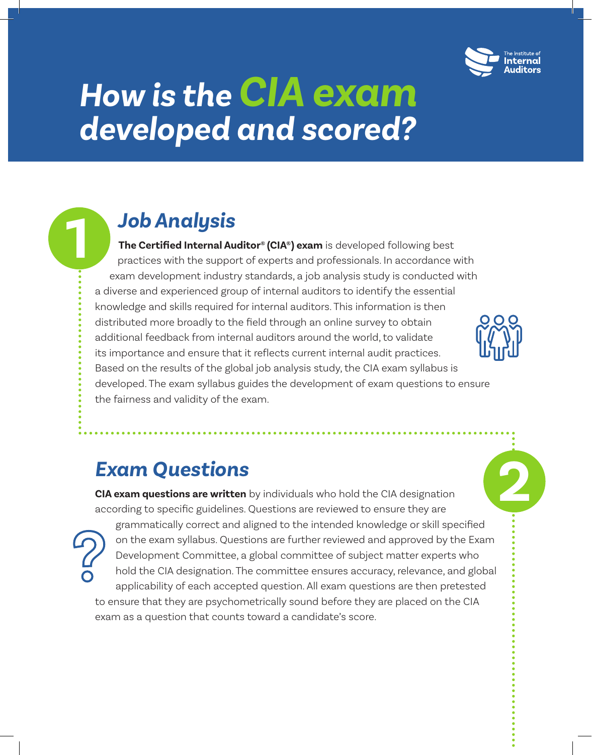The Institute of Internal Auditors

# How is the CIA exam developed and scored?

## 1 Job Analysis

**The Certified Internal Auditor® (CIA®) exam** is developed following best practices with the support of experts and professionals. In accordance with exam development industry standards, a job analysis study is conducted with a diverse and experienced group of internal auditors to identify the essential knowledge and skills required for internal auditors. This information is then distributed more broadly to the field through an online survey to obtain additional feedback from internal auditors around the world, to validate its importance and ensure that it reflects current internal audit practices. Based on the results of the global job analysis study, the CIA exam syllabus is developed. The exam syllabus guides the development of exam questions to ensure the fairness and validity of the exam.

## 2 Exam Questions

**CIA exam questions are written** by individuals who hold the CIA designation according to specific guidelines. Questions are reviewed to ensure they are grammatically correct and aligned to the intended knowledge or skill specified on the exam syllabus. Questions are further reviewed and approved by the Exam Development Committee, a global committee of subject matter experts who hold the CIA designation. The committee ensures accuracy, relevance, and global applicability of each accepted question. All exam questions are then pretested to ensure that they are psychometrically sound before they are placed on the CIA exam as a question that counts toward a candidate's score.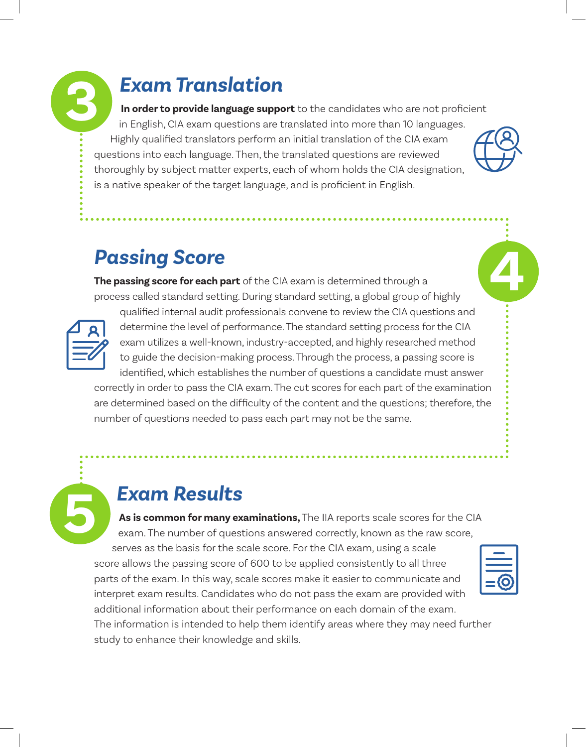## 3 Exam Translation

**In order to provide language support** to the candidates who are not proficient in English, CIA exam questions are translated into more than 10 languages. Highly qualified translators perform an initial translation of the CIA exam questions into each language. Then, the translated questions are reviewed thoroughly by subject matter experts, each of whom holds the CIA designation, is a native speaker of the target language, and is proficient in English.

## 4 Passing Score

**The passing score for each part** of the CIA exam is determined through a process called standard setting. During standard setting, a global group of highly qualified internal audit professionals convene to review the CIA questions and determine the level of performance. The standard setting process for the CIA exam utilizes a well-known, industry-accepted, and highly researched method to guide the decision-making process. Through the process, a passing score is identified, which establishes the number of questions a candidate must answer correctly in order to pass the CIA exam. The cut scores for each part of the examination are determined based on the difficulty of the content and the questions; therefore, the number of questions needed to pass each part may not be the same.

## 5 Exam Results

**As is common for many examinations,** The IIA reports scale scores for the CIA exam. The number of questions answered correctly, known as the raw score, serves as the basis for the scale score. For the CIA exam, using a scale score allows the passing score of 600 to be applied consistently to all three parts of the exam. In this way, scale scores make it easier to communicate and interpret exam results. Candidates who do not pass the exam are provided with additional information about their performance on each domain of the exam. The information is intended to help them identify areas where they may need further study to enhance their knowledge and skills.